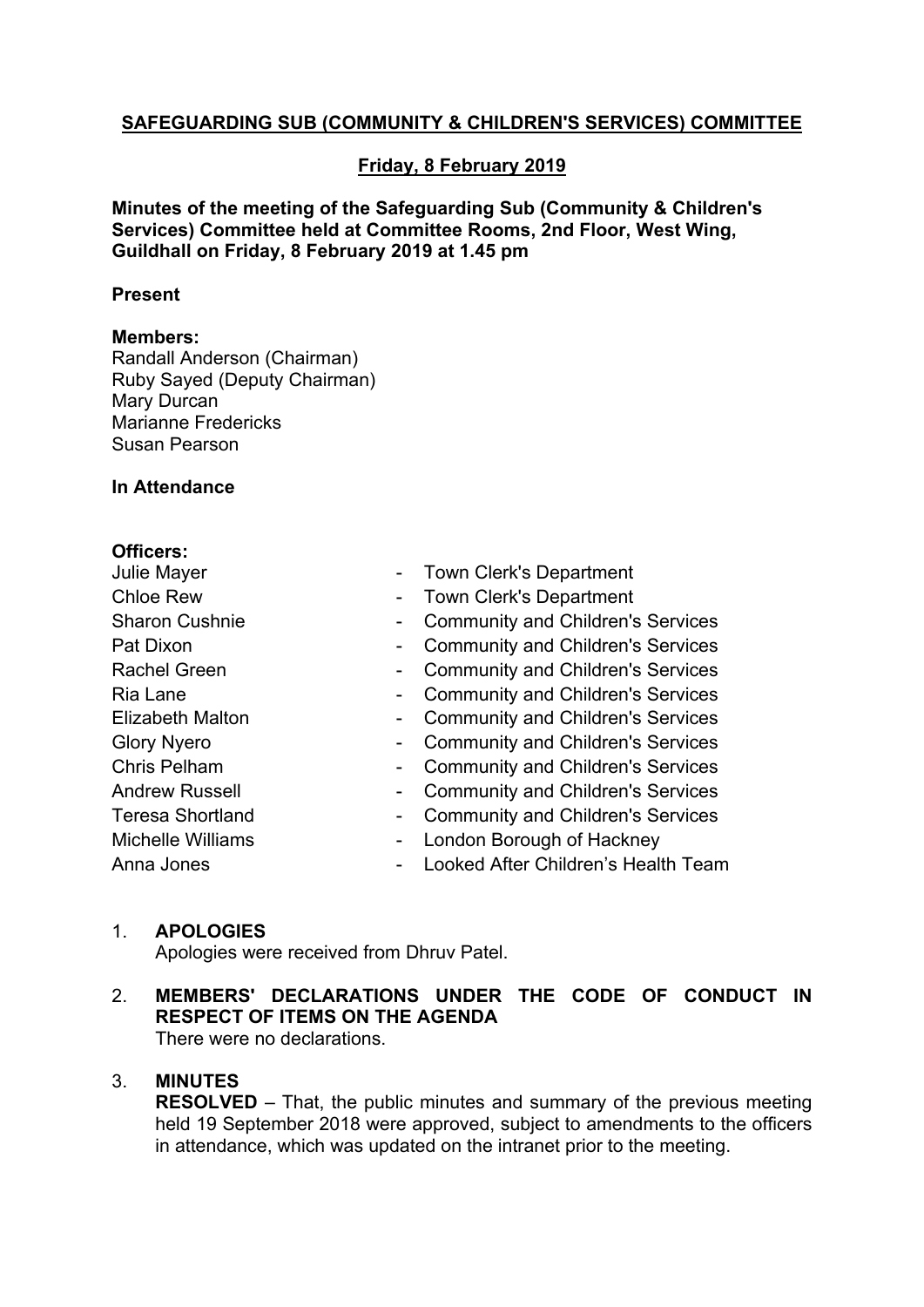# SAFEGUARDING SUB (COMMUNITY & CHILDREN'S SERVICES) COMMITTEE

## Friday, 8 February 2019

**Minutes of the meeting of the Safeguarding Sub (Community & Children's Services) Committee held at Committee Rooms, 2nd Floor, West Wing, Guildhall on Friday, 8 February 2019 at 1.45 pm**

**Present**

**Members:**
Randall Anderson (Chairman)
Ruby Sayed (Deputy Chairman)
Mary Durcan
Marianne Fredericks
Susan Pearson

**In Attendance**

**Officers:**

| | | |
|---|---|---|
| Julie Mayer | - | Town Clerk's Department |
| Chloe Rew | - | Town Clerk's Department |
| Sharon Cushnie | - | Community and Children's Services |
| Pat Dixon | - | Community and Children's Services |
| Rachel Green | - | Community and Children's Services |
| Ria Lane | - | Community and Children's Services |
| Elizabeth Malton | - | Community and Children's Services |
| Glory Nyero | - | Community and Children's Services |
| Chris Pelham | - | Community and Children's Services |
| Andrew Russell | - | Community and Children's Services |
| Teresa Shortland | - | Community and Children's Services |
| Michelle Williams | - | London Borough of Hackney |
| Anna Jones | - | Looked After Children's Health Team |

1. **APOLOGIES**
   Apologies were received from Dhruv Patel.

2. **MEMBERS' DECLARATIONS UNDER THE CODE OF CONDUCT IN RESPECT OF ITEMS ON THE AGENDA**
   There were no declarations.

3. **MINUTES**
   **RESOLVED** – That, the public minutes and summary of the previous meeting held 19 September 2018 were approved, subject to amendments to the officers in attendance, which was updated on the intranet prior to the meeting.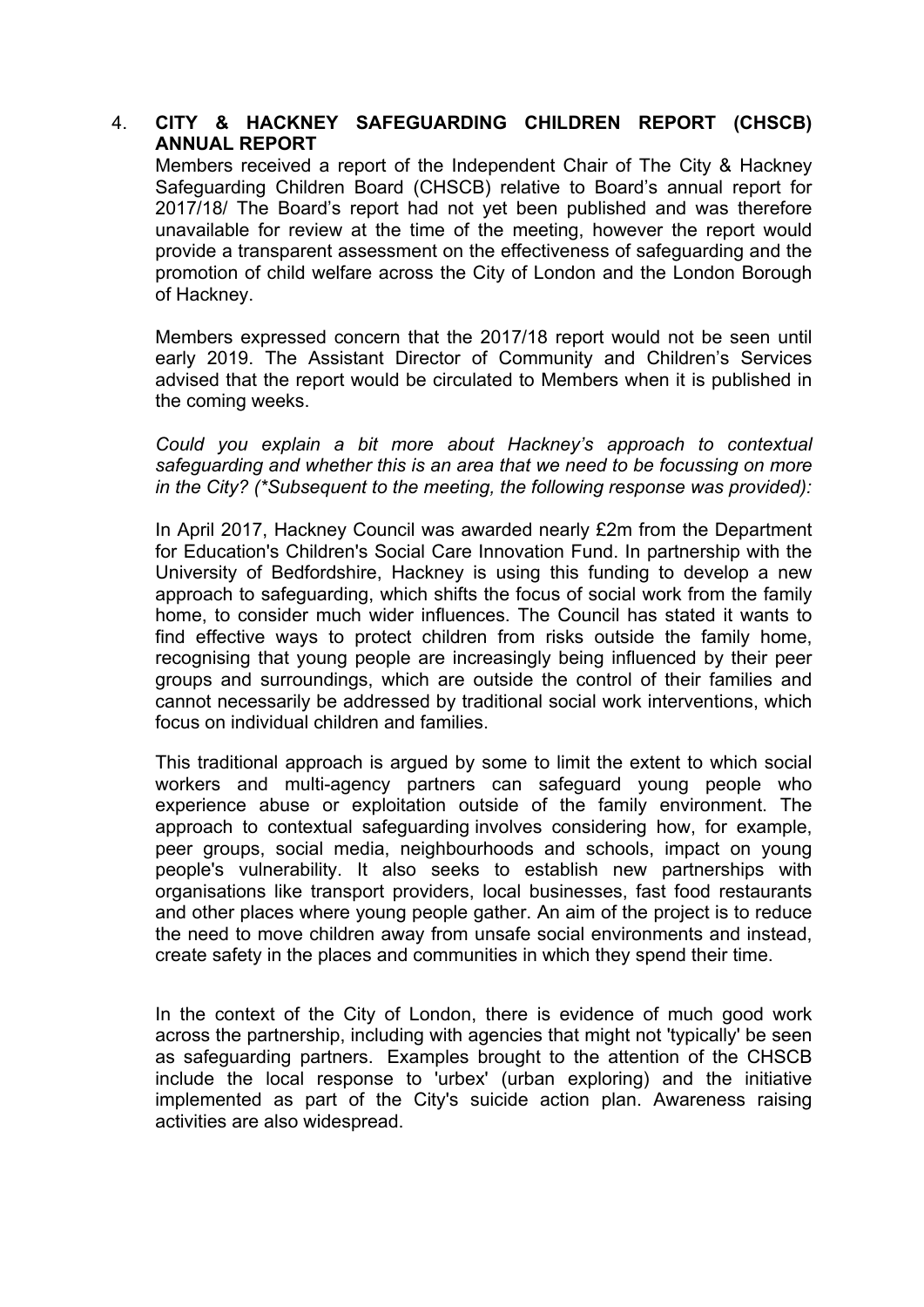4. **CITY & HACKNEY SAFEGUARDING CHILDREN REPORT (CHSCB) ANNUAL REPORT**

Members received a report of the Independent Chair of The City & Hackney Safeguarding Children Board (CHSCB) relative to Board's annual report for 2017/18/ The Board's report had not yet been published and was therefore unavailable for review at the time of the meeting, however the report would provide a transparent assessment on the effectiveness of safeguarding and the promotion of child welfare across the City of London and the London Borough of Hackney.

Members expressed concern that the 2017/18 report would not be seen until early 2019. The Assistant Director of Community and Children's Services advised that the report would be circulated to Members when it is published in the coming weeks.

*Could you explain a bit more about Hackney's approach to contextual safeguarding and whether this is an area that we need to be focussing on more in the City? (*Subsequent to the meeting, the following response was provided):*

In April 2017, Hackney Council was awarded nearly £2m from the Department for Education's Children's Social Care Innovation Fund. In partnership with the University of Bedfordshire, Hackney is using this funding to develop a new approach to safeguarding, which shifts the focus of social work from the family home, to consider much wider influences. The Council has stated it wants to find effective ways to protect children from risks outside the family home, recognising that young people are increasingly being influenced by their peer groups and surroundings, which are outside the control of their families and cannot necessarily be addressed by traditional social work interventions, which focus on individual children and families.

This traditional approach is argued by some to limit the extent to which social workers and multi-agency partners can safeguard young people who experience abuse or exploitation outside of the family environment. The approach to contextual safeguarding involves considering how, for example, peer groups, social media, neighbourhoods and schools, impact on young people's vulnerability. It also seeks to establish new partnerships with organisations like transport providers, local businesses, fast food restaurants and other places where young people gather. An aim of the project is to reduce the need to move children away from unsafe social environments and instead, create safety in the places and communities in which they spend their time.

In the context of the City of London, there is evidence of much good work across the partnership, including with agencies that might not 'typically' be seen as safeguarding partners. Examples brought to the attention of the CHSCB include the local response to 'urbex' (urban exploring) and the initiative implemented as part of the City's suicide action plan. Awareness raising activities are also widespread.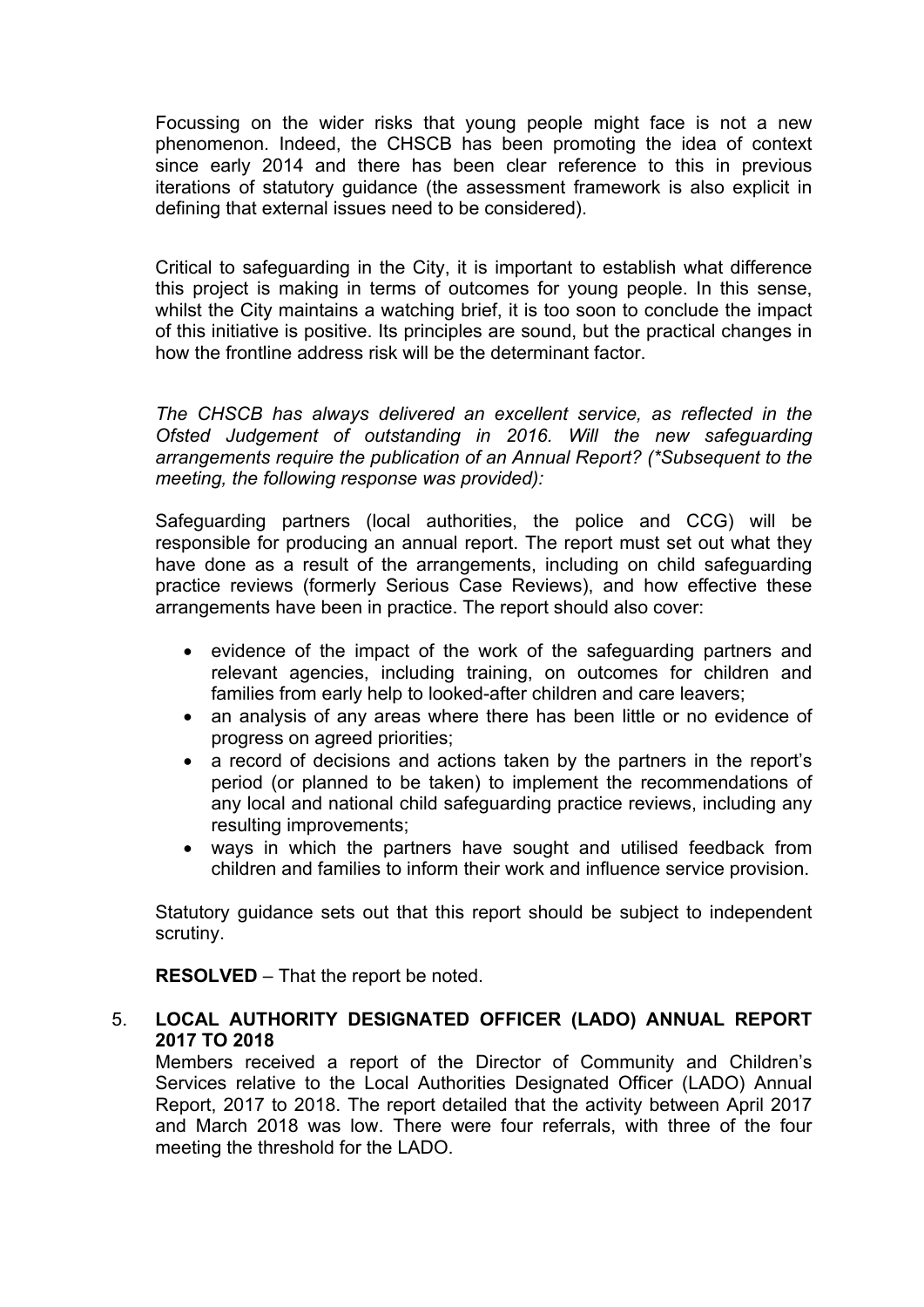Focussing on the wider risks that young people might face is not a new phenomenon. Indeed, the CHSCB has been promoting the idea of context since early 2014 and there has been clear reference to this in previous iterations of statutory guidance (the assessment framework is also explicit in defining that external issues need to be considered).

Critical to safeguarding in the City, it is important to establish what difference this project is making in terms of outcomes for young people. In this sense, whilst the City maintains a watching brief, it is too soon to conclude the impact of this initiative is positive. Its principles are sound, but the practical changes in how the frontline address risk will be the determinant factor.

*The CHSCB has always delivered an excellent service, as reflected in the Ofsted Judgement of outstanding in 2016. Will the new safeguarding arrangements require the publication of an Annual Report? (*Subsequent to the meeting, the following response was provided):*

Safeguarding partners (local authorities, the police and CCG) will be responsible for producing an annual report. The report must set out what they have done as a result of the arrangements, including on child safeguarding practice reviews (formerly Serious Case Reviews), and how effective these arrangements have been in practice. The report should also cover:

- evidence of the impact of the work of the safeguarding partners and relevant agencies, including training, on outcomes for children and families from early help to looked-after children and care leavers;
- an analysis of any areas where there has been little or no evidence of progress on agreed priorities;
- a record of decisions and actions taken by the partners in the report's period (or planned to be taken) to implement the recommendations of any local and national child safeguarding practice reviews, including any resulting improvements;
- ways in which the partners have sought and utilised feedback from children and families to inform their work and influence service provision.

Statutory guidance sets out that this report should be subject to independent scrutiny.

**RESOLVED** – That the report be noted.

5. **LOCAL AUTHORITY DESIGNATED OFFICER (LADO) ANNUAL REPORT 2017 TO 2018**

Members received a report of the Director of Community and Children's Services relative to the Local Authorities Designated Officer (LADO) Annual Report, 2017 to 2018. The report detailed that the activity between April 2017 and March 2018 was low. There were four referrals, with three of the four meeting the threshold for the LADO.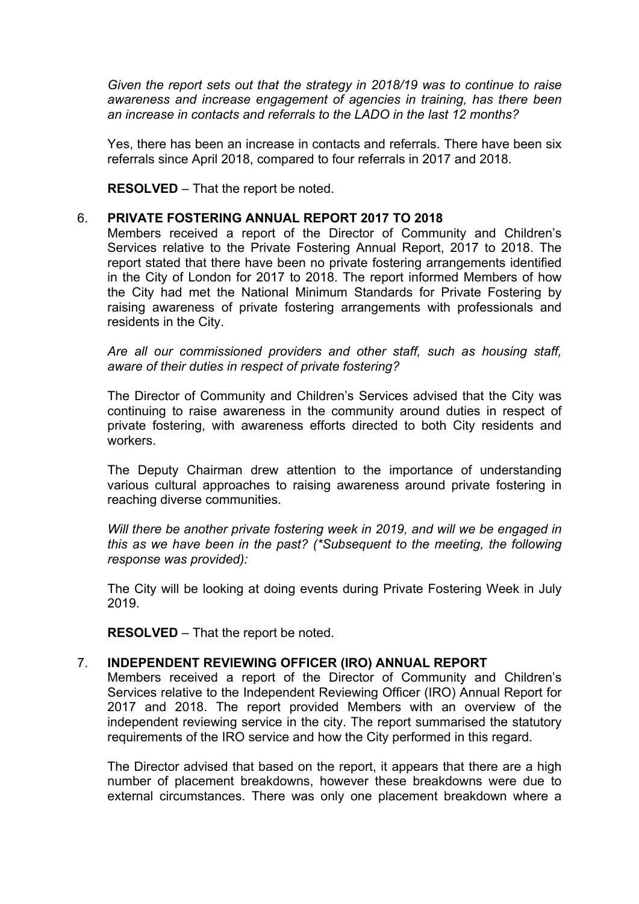*Given the report sets out that the strategy in 2018/19 was to continue to raise awareness and increase engagement of agencies in training, has there been an increase in contacts and referrals to the LADO in the last 12 months?*

Yes, there has been an increase in contacts and referrals. There have been six referrals since April 2018, compared to four referrals in 2017 and 2018.

**RESOLVED** – That the report be noted.

6. **PRIVATE FOSTERING ANNUAL REPORT 2017 TO 2018**

Members received a report of the Director of Community and Children's Services relative to the Private Fostering Annual Report, 2017 to 2018. The report stated that there have been no private fostering arrangements identified in the City of London for 2017 to 2018. The report informed Members of how the City had met the National Minimum Standards for Private Fostering by raising awareness of private fostering arrangements with professionals and residents in the City.

*Are all our commissioned providers and other staff, such as housing staff, aware of their duties in respect of private fostering?*

The Director of Community and Children's Services advised that the City was continuing to raise awareness in the community around duties in respect of private fostering, with awareness efforts directed to both City residents and workers.

The Deputy Chairman drew attention to the importance of understanding various cultural approaches to raising awareness around private fostering in reaching diverse communities.

*Will there be another private fostering week in 2019, and will we be engaged in this as we have been in the past? (*Subsequent to the meeting, the following response was provided):*

The City will be looking at doing events during Private Fostering Week in July 2019.

**RESOLVED** – That the report be noted.

7. **INDEPENDENT REVIEWING OFFICER (IRO) ANNUAL REPORT**

Members received a report of the Director of Community and Children's Services relative to the Independent Reviewing Officer (IRO) Annual Report for 2017 and 2018. The report provided Members with an overview of the independent reviewing service in the city. The report summarised the statutory requirements of the IRO service and how the City performed in this regard.

The Director advised that based on the report, it appears that there are a high number of placement breakdowns, however these breakdowns were due to external circumstances. There was only one placement breakdown where a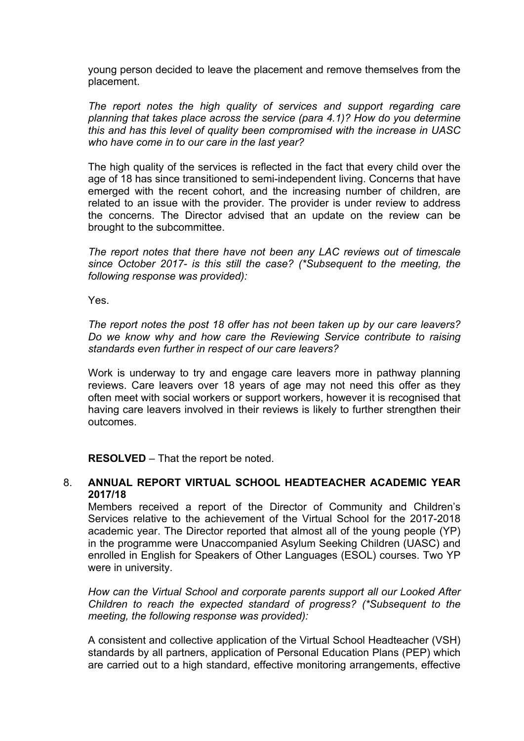young person decided to leave the placement and remove themselves from the placement.

*The report notes the high quality of services and support regarding care planning that takes place across the service (para 4.1)? How do you determine this and has this level of quality been compromised with the increase in UASC who have come in to our care in the last year?*

The high quality of the services is reflected in the fact that every child over the age of 18 has since transitioned to semi-independent living. Concerns that have emerged with the recent cohort, and the increasing number of children, are related to an issue with the provider. The provider is under review to address the concerns. The Director advised that an update on the review can be brought to the subcommittee.

*The report notes that there have not been any LAC reviews out of timescale since October 2017- is this still the case? (*Subsequent to the meeting, the following response was provided):*

Yes.

*The report notes the post 18 offer has not been taken up by our care leavers? Do we know why and how care the Reviewing Service contribute to raising standards even further in respect of our care leavers?*

Work is underway to try and engage care leavers more in pathway planning reviews. Care leavers over 18 years of age may not need this offer as they often meet with social workers or support workers, however it is recognised that having care leavers involved in their reviews is likely to further strengthen their outcomes.

**RESOLVED** – That the report be noted.

8. **ANNUAL REPORT VIRTUAL SCHOOL HEADTEACHER ACADEMIC YEAR 2017/18**

Members received a report of the Director of Community and Children's Services relative to the achievement of the Virtual School for the 2017-2018 academic year. The Director reported that almost all of the young people (YP) in the programme were Unaccompanied Asylum Seeking Children (UASC) and enrolled in English for Speakers of Other Languages (ESOL) courses. Two YP were in university.

*How can the Virtual School and corporate parents support all our Looked After Children to reach the expected standard of progress? (*Subsequent to the meeting, the following response was provided):*

A consistent and collective application of the Virtual School Headteacher (VSH) standards by all partners, application of Personal Education Plans (PEP) which are carried out to a high standard, effective monitoring arrangements, effective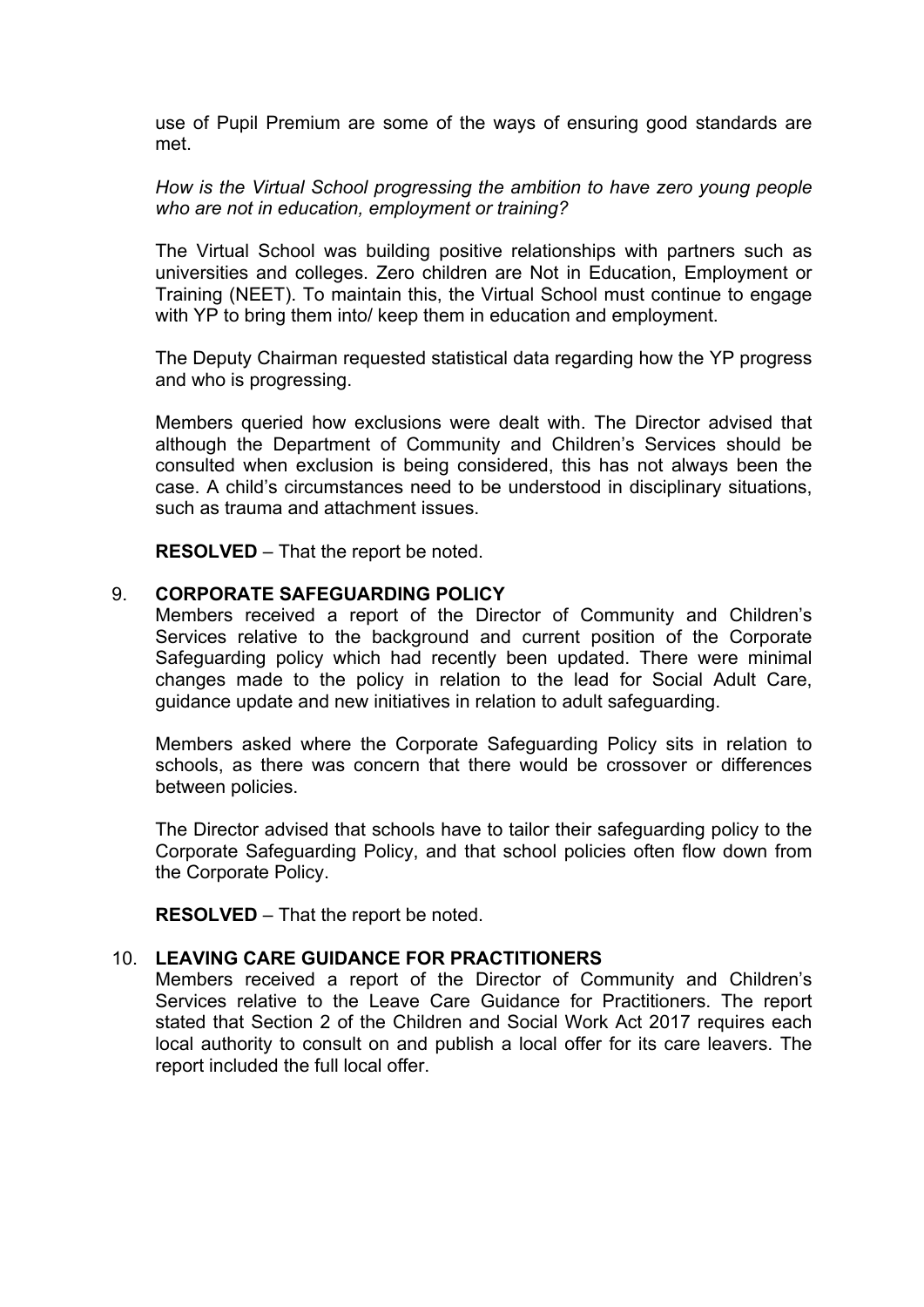use of Pupil Premium are some of the ways of ensuring good standards are met.

*How is the Virtual School progressing the ambition to have zero young people who are not in education, employment or training?*

The Virtual School was building positive relationships with partners such as universities and colleges. Zero children are Not in Education, Employment or Training (NEET). To maintain this, the Virtual School must continue to engage with YP to bring them into/ keep them in education and employment.

The Deputy Chairman requested statistical data regarding how the YP progress and who is progressing.

Members queried how exclusions were dealt with. The Director advised that although the Department of Community and Children's Services should be consulted when exclusion is being considered, this has not always been the case. A child's circumstances need to be understood in disciplinary situations, such as trauma and attachment issues.

**RESOLVED** – That the report be noted.

9. **CORPORATE SAFEGUARDING POLICY**

Members received a report of the Director of Community and Children's Services relative to the background and current position of the Corporate Safeguarding policy which had recently been updated. There were minimal changes made to the policy in relation to the lead for Social Adult Care, guidance update and new initiatives in relation to adult safeguarding.

Members asked where the Corporate Safeguarding Policy sits in relation to schools, as there was concern that there would be crossover or differences between policies.

The Director advised that schools have to tailor their safeguarding policy to the Corporate Safeguarding Policy, and that school policies often flow down from the Corporate Policy.

**RESOLVED** – That the report be noted.

10. **LEAVING CARE GUIDANCE FOR PRACTITIONERS**

Members received a report of the Director of Community and Children's Services relative to the Leave Care Guidance for Practitioners. The report stated that Section 2 of the Children and Social Work Act 2017 requires each local authority to consult on and publish a local offer for its care leavers. The report included the full local offer.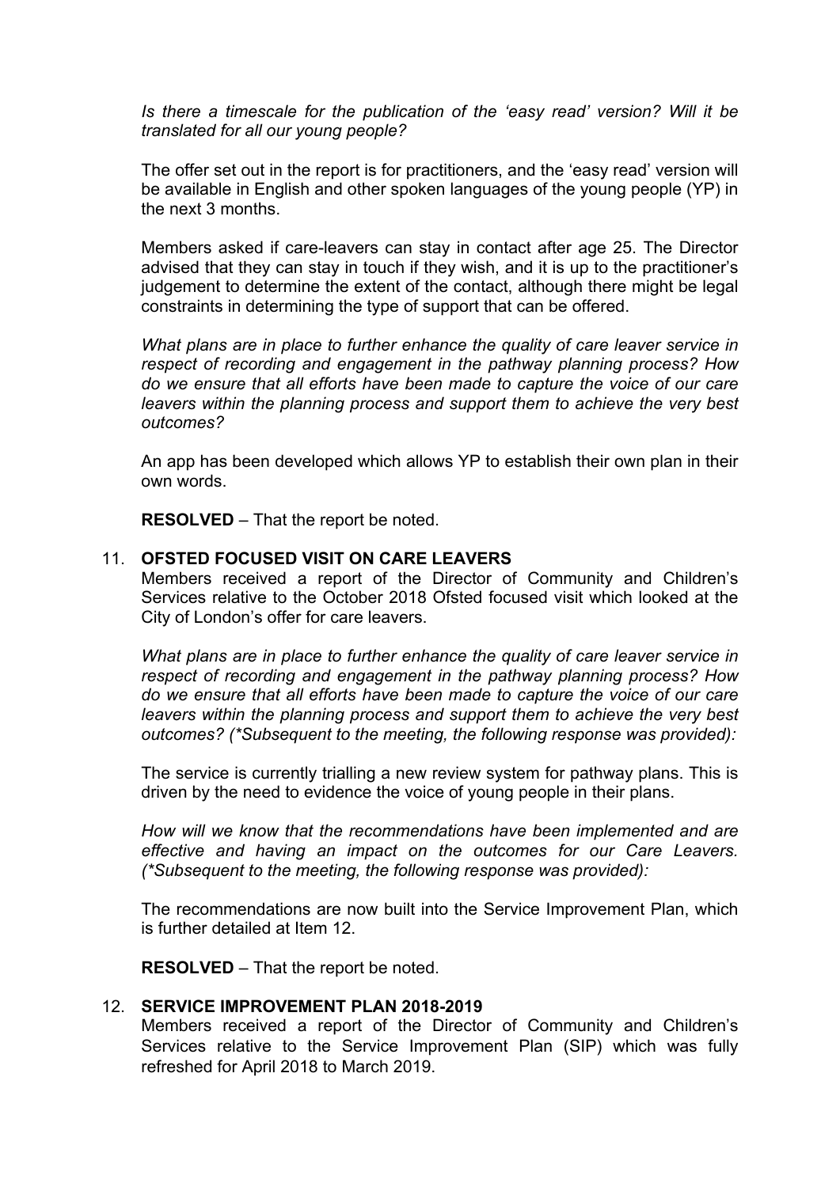*Is there a timescale for the publication of the 'easy read' version? Will it be translated for all our young people?*

The offer set out in the report is for practitioners, and the 'easy read' version will be available in English and other spoken languages of the young people (YP) in the next 3 months.

Members asked if care-leavers can stay in contact after age 25. The Director advised that they can stay in touch if they wish, and it is up to the practitioner's judgement to determine the extent of the contact, although there might be legal constraints in determining the type of support that can be offered.

*What plans are in place to further enhance the quality of care leaver service in respect of recording and engagement in the pathway planning process? How do we ensure that all efforts have been made to capture the voice of our care leavers within the planning process and support them to achieve the very best outcomes?*

An app has been developed which allows YP to establish their own plan in their own words.

**RESOLVED** – That the report be noted.

11. **OFSTED FOCUSED VISIT ON CARE LEAVERS**

Members received a report of the Director of Community and Children's Services relative to the October 2018 Ofsted focused visit which looked at the City of London's offer for care leavers.

*What plans are in place to further enhance the quality of care leaver service in respect of recording and engagement in the pathway planning process? How do we ensure that all efforts have been made to capture the voice of our care leavers within the planning process and support them to achieve the very best outcomes? (*Subsequent to the meeting, the following response was provided):*

The service is currently trialling a new review system for pathway plans. This is driven by the need to evidence the voice of young people in their plans.

*How will we know that the recommendations have been implemented and are effective and having an impact on the outcomes for our Care Leavers. (*Subsequent to the meeting, the following response was provided):*

The recommendations are now built into the Service Improvement Plan, which is further detailed at Item 12.

**RESOLVED** – That the report be noted.

12. **SERVICE IMPROVEMENT PLAN 2018-2019**

Members received a report of the Director of Community and Children's Services relative to the Service Improvement Plan (SIP) which was fully refreshed for April 2018 to March 2019.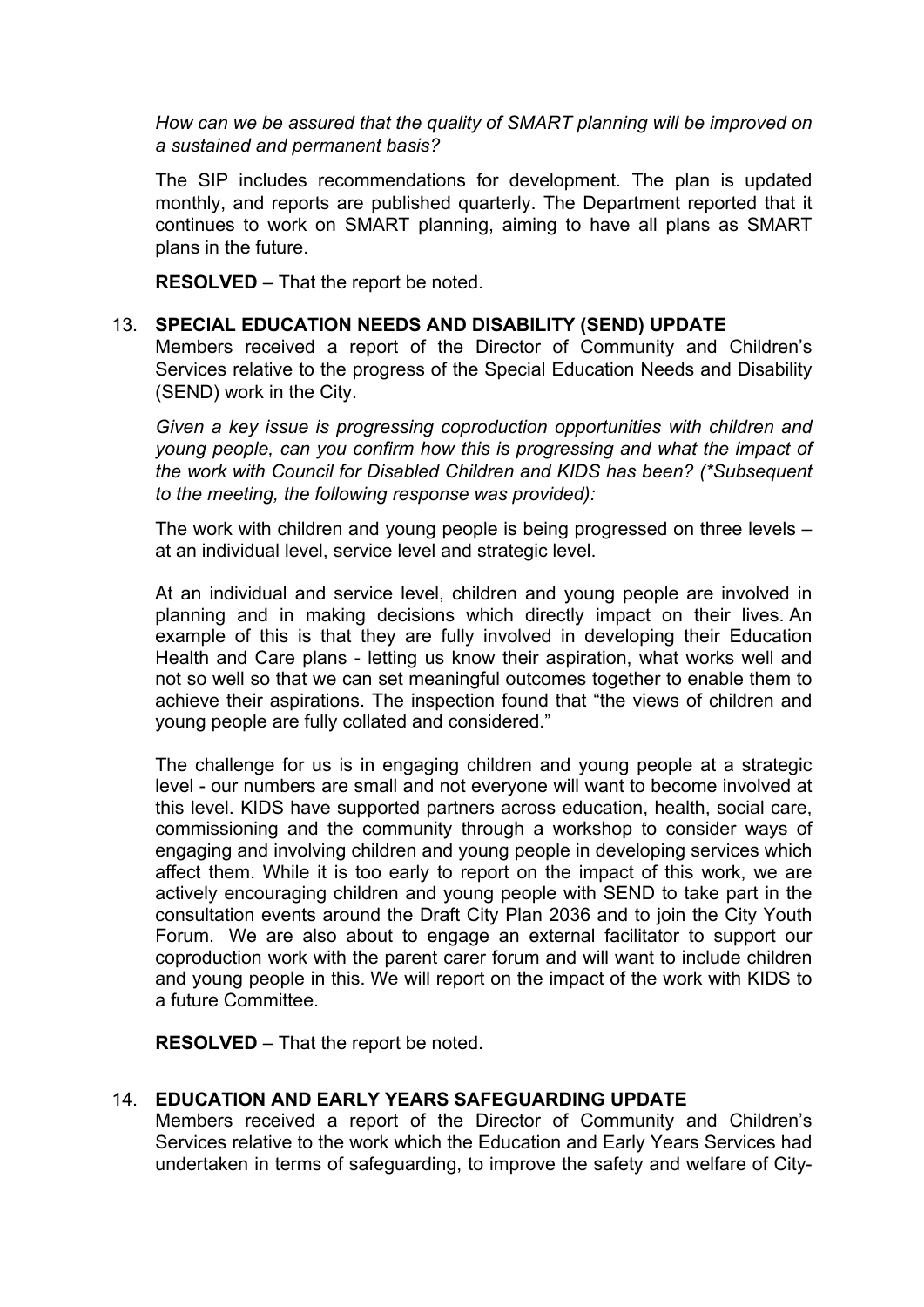*How can we be assured that the quality of SMART planning will be improved on a sustained and permanent basis?*

The SIP includes recommendations for development. The plan is updated monthly, and reports are published quarterly. The Department reported that it continues to work on SMART planning, aiming to have all plans as SMART plans in the future.

**RESOLVED** – That the report be noted.

13. **SPECIAL EDUCATION NEEDS AND DISABILITY (SEND) UPDATE**

Members received a report of the Director of Community and Children's Services relative to the progress of the Special Education Needs and Disability (SEND) work in the City.

*Given a key issue is progressing coproduction opportunities with children and young people, can you confirm how this is progressing and what the impact of the work with Council for Disabled Children and KIDS has been? (\*Subsequent to the meeting, the following response was provided):*

The work with children and young people is being progressed on three levels – at an individual level, service level and strategic level.

At an individual and service level, children and young people are involved in planning and in making decisions which directly impact on their lives. An example of this is that they are fully involved in developing their Education Health and Care plans - letting us know their aspiration, what works well and not so well so that we can set meaningful outcomes together to enable them to achieve their aspirations. The inspection found that "the views of children and young people are fully collated and considered."

The challenge for us is in engaging children and young people at a strategic level - our numbers are small and not everyone will want to become involved at this level. KIDS have supported partners across education, health, social care, commissioning and the community through a workshop to consider ways of engaging and involving children and young people in developing services which affect them. While it is too early to report on the impact of this work, we are actively encouraging children and young people with SEND to take part in the consultation events around the Draft City Plan 2036 and to join the City Youth Forum. We are also about to engage an external facilitator to support our coproduction work with the parent carer forum and will want to include children and young people in this. We will report on the impact of the work with KIDS to a future Committee.

**RESOLVED** – That the report be noted.

14. **EDUCATION AND EARLY YEARS SAFEGUARDING UPDATE**

Members received a report of the Director of Community and Children's Services relative to the work which the Education and Early Years Services had undertaken in terms of safeguarding, to improve the safety and welfare of City-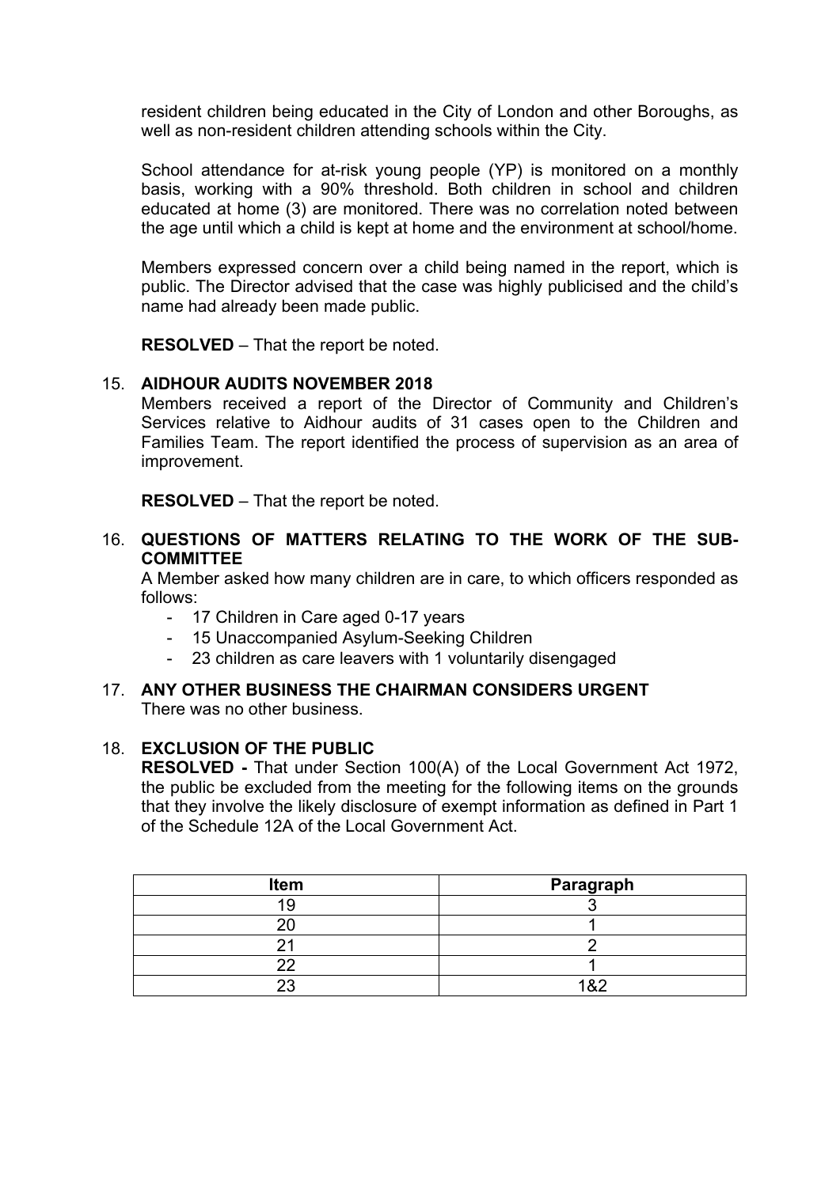resident children being educated in the City of London and other Boroughs, as well as non-resident children attending schools within the City.

School attendance for at-risk young people (YP) is monitored on a monthly basis, working with a 90% threshold. Both children in school and children educated at home (3) are monitored. There was no correlation noted between the age until which a child is kept at home and the environment at school/home.

Members expressed concern over a child being named in the report, which is public. The Director advised that the case was highly publicised and the child's name had already been made public.

**RESOLVED** – That the report be noted.

15. **AIDHOUR AUDITS NOVEMBER 2018**
Members received a report of the Director of Community and Children's Services relative to Aidhour audits of 31 cases open to the Children and Families Team. The report identified the process of supervision as an area of improvement.

    **RESOLVED** – That the report be noted.

16. **QUESTIONS OF MATTERS RELATING TO THE WORK OF THE SUB-COMMITTEE**
A Member asked how many children are in care, to which officers responded as follows:
    - 17 Children in Care aged 0-17 years
    - 15 Unaccompanied Asylum-Seeking Children
    - 23 children as care leavers with 1 voluntarily disengaged

17. **ANY OTHER BUSINESS THE CHAIRMAN CONSIDERS URGENT**
There was no other business.

18. **EXCLUSION OF THE PUBLIC**
**RESOLVED -** That under Section 100(A) of the Local Government Act 1972, the public be excluded from the meeting for the following items on the grounds that they involve the likely disclosure of exempt information as defined in Part 1 of the Schedule 12A of the Local Government Act.

| Item | Paragraph |
|---|---|
| 19 | 3 |
| 20 | 1 |
| 21 | 2 |
| 22 | 1 |
| 23 | 1&2 |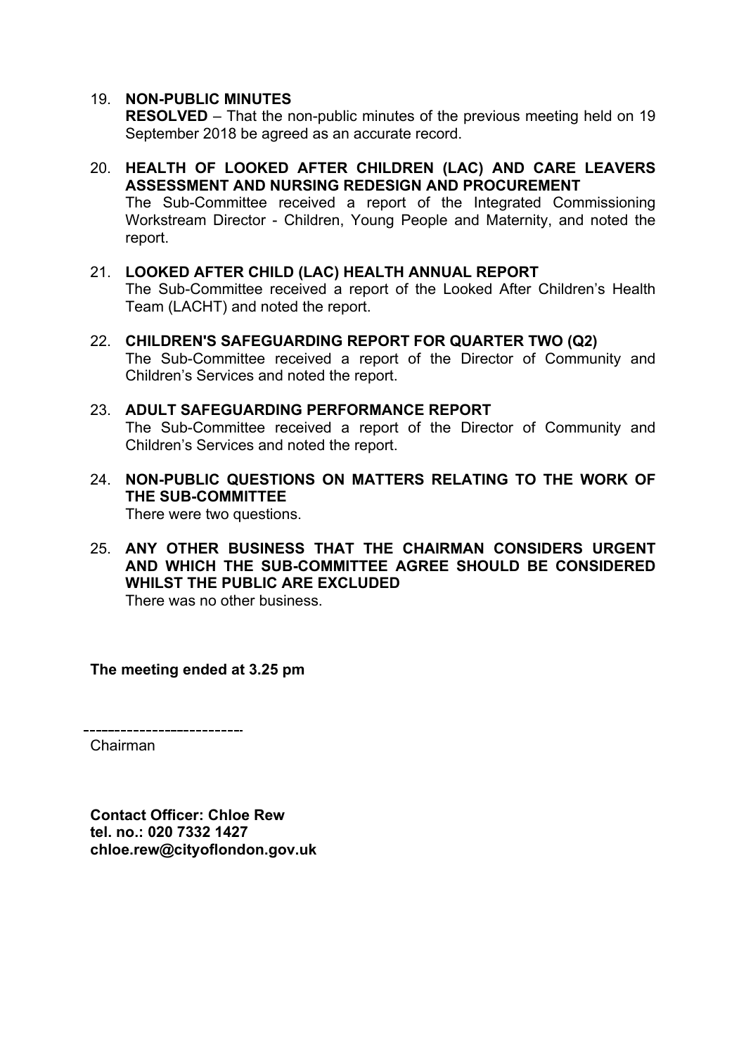19. **NON-PUBLIC MINUTES**
    **RESOLVED** – That the non-public minutes of the previous meeting held on 19 September 2018 be agreed as an accurate record.

20. **HEALTH OF LOOKED AFTER CHILDREN (LAC) AND CARE LEAVERS ASSESSMENT AND NURSING REDESIGN AND PROCUREMENT**
    The Sub-Committee received a report of the Integrated Commissioning Workstream Director - Children, Young People and Maternity, and noted the report.

21. **LOOKED AFTER CHILD (LAC) HEALTH ANNUAL REPORT**
    The Sub-Committee received a report of the Looked After Children's Health Team (LACHT) and noted the report.

22. **CHILDREN'S SAFEGUARDING REPORT FOR QUARTER TWO (Q2)**
    The Sub-Committee received a report of the Director of Community and Children's Services and noted the report.

23. **ADULT SAFEGUARDING PERFORMANCE REPORT**
    The Sub-Committee received a report of the Director of Community and Children's Services and noted the report.

24. **NON-PUBLIC QUESTIONS ON MATTERS RELATING TO THE WORK OF THE SUB-COMMITTEE**
    There were two questions.

25. **ANY OTHER BUSINESS THAT THE CHAIRMAN CONSIDERS URGENT AND WHICH THE SUB-COMMITTEE AGREE SHOULD BE CONSIDERED WHILST THE PUBLIC ARE EXCLUDED**
    There was no other business.

**The meeting ended at 3.25 pm**

-------------------------
Chairman

**Contact Officer: Chloe Rew**
**tel. no.: 020 7332 1427**
**chloe.rew@cityoflondon.gov.uk**